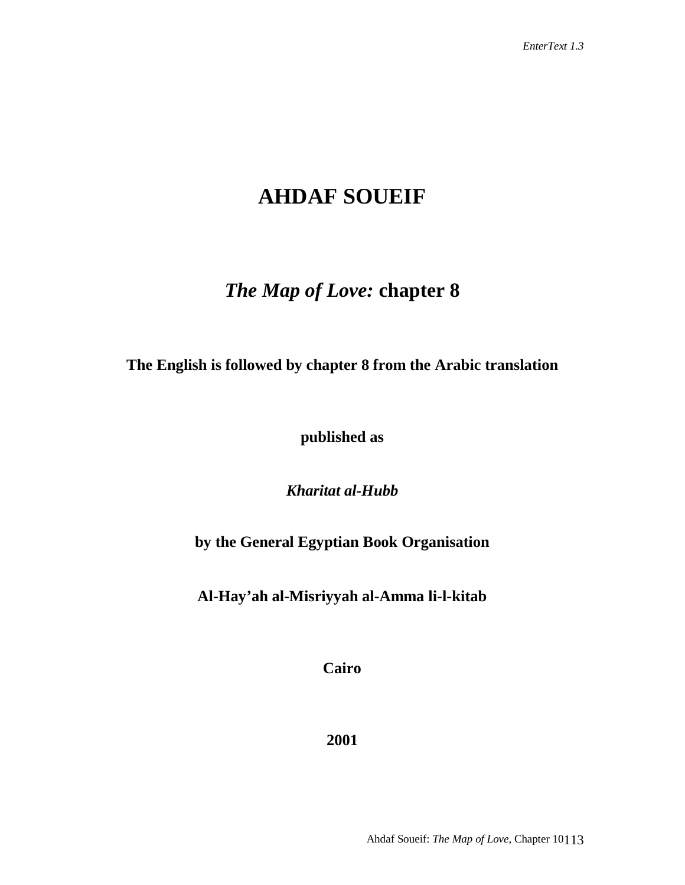# AHDAF SOUEIF

## *The Map of Love:* chapter 8

**The English is followed by chapter 8 from the Arabic translation**

**published as**

***Kharitat al-Hubb***

**by the General Egyptian Book Organisation**

**Al-Hay'ah al-Misriyyah al-Amma li-l-kitab**

**Cairo**

**2001**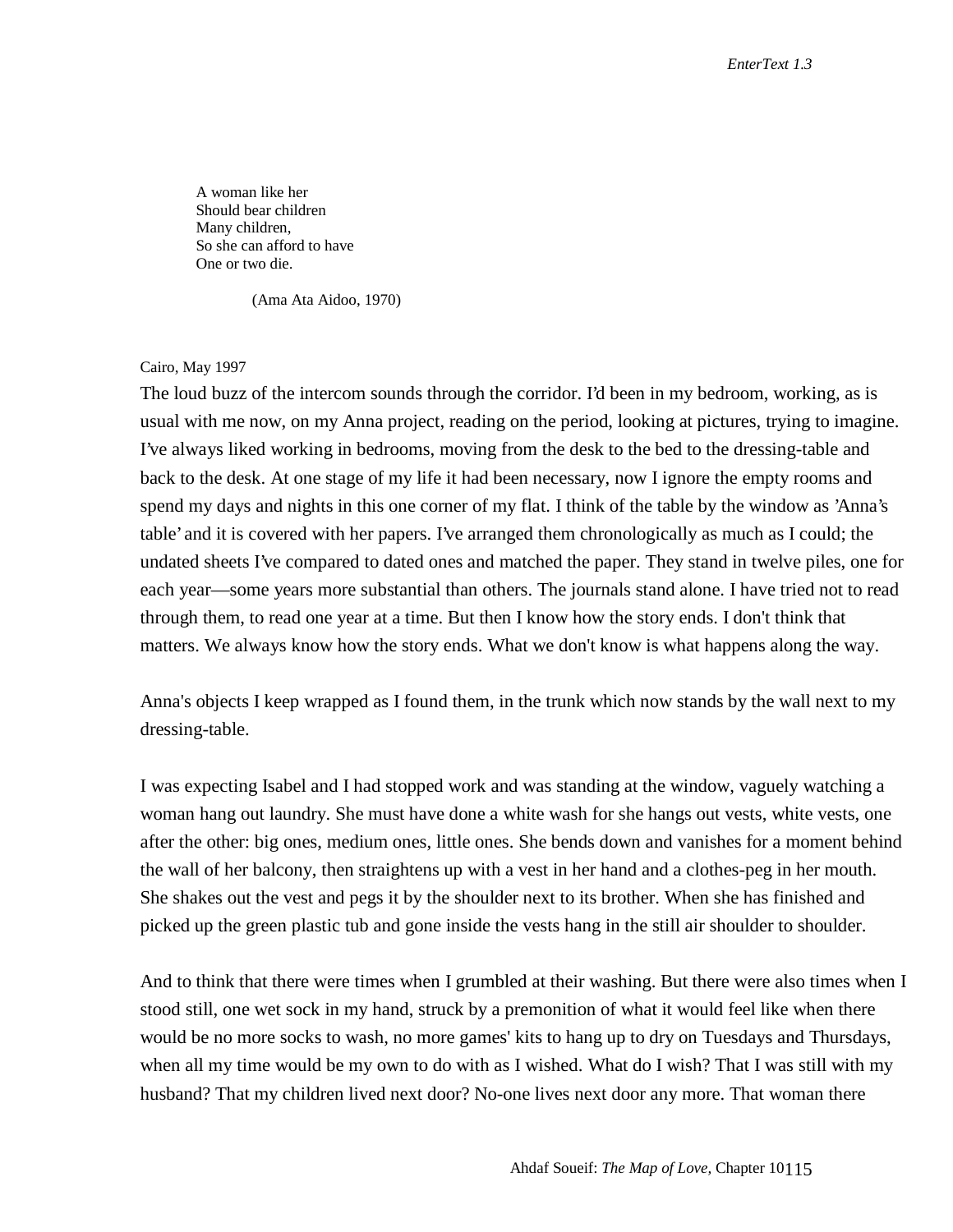A woman like her  
Should bear children  
Many children,  
So she can afford to have  
One or two die.

(Ama Ata Aidoo, 1970)

Cairo, May 1997

The loud buzz of the intercom sounds through the corridor. I'd been in my bedroom, working, as is usual with me now, on my Anna project, reading on the period, looking at pictures, trying to imagine. I've always liked working in bedrooms, moving from the desk to the bed to the dressing-table and back to the desk. At one stage of my life it had been necessary, now I ignore the empty rooms and spend my days and nights in this one corner of my flat. I think of the table by the window as 'Anna's table' and it is covered with her papers. I've arranged them chronologically as much as I could; the undated sheets I've compared to dated ones and matched the paper. They stand in twelve piles, one for each year—some years more substantial than others. The journals stand alone. I have tried not to read through them, to read one year at a time. But then I know how the story ends. I don't think that matters. We always know how the story ends. What we don't know is what happens along the way.

Anna's objects I keep wrapped as I found them, in the trunk which now stands by the wall next to my dressing-table.

I was expecting Isabel and I had stopped work and was standing at the window, vaguely watching a woman hang out laundry. She must have done a white wash for she hangs out vests, white vests, one after the other: big ones, medium ones, little ones. She bends down and vanishes for a moment behind the wall of her balcony, then straightens up with a vest in her hand and a clothes-peg in her mouth. She shakes out the vest and pegs it by the shoulder next to its brother. When she has finished and picked up the green plastic tub and gone inside the vests hang in the still air shoulder to shoulder.

And to think that there were times when I grumbled at their washing. But there were also times when I stood still, one wet sock in my hand, struck by a premonition of what it would feel like when there would be no more socks to wash, no more games' kits to hang up to dry on Tuesdays and Thursdays, when all my time would be my own to do with as I wished. What do I wish? That I was still with my husband? That my children lived next door? No-one lives next door any more. That woman there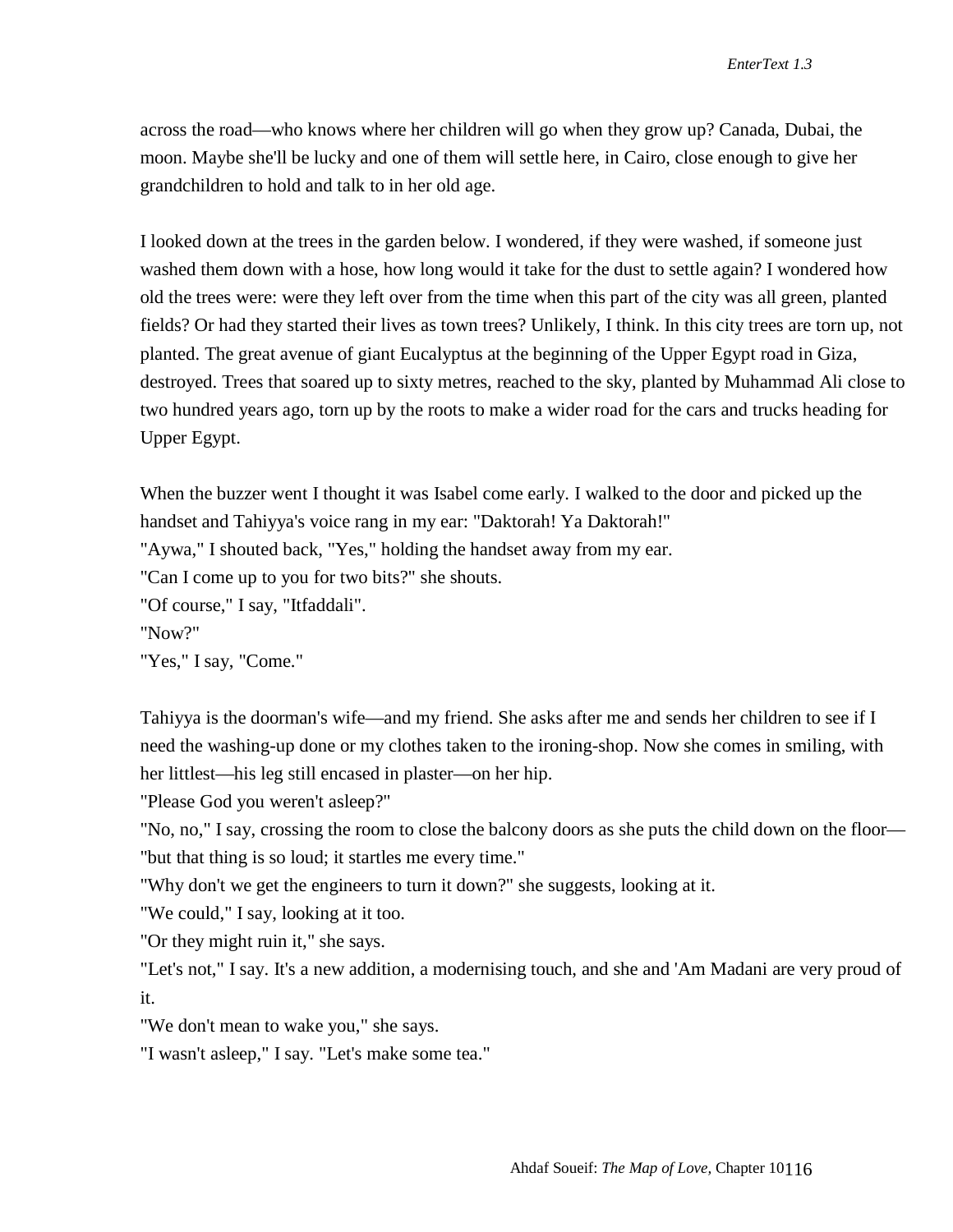across the road—who knows where her children will go when they grow up? Canada, Dubai, the moon. Maybe she'll be lucky and one of them will settle here, in Cairo, close enough to give her grandchildren to hold and talk to in her old age.

I looked down at the trees in the garden below. I wondered, if they were washed, if someone just washed them down with a hose, how long would it take for the dust to settle again? I wondered how old the trees were: were they left over from the time when this part of the city was all green, planted fields? Or had they started their lives as town trees? Unlikely, I think. In this city trees are torn up, not planted. The great avenue of giant Eucalyptus at the beginning of the Upper Egypt road in Giza, destroyed. Trees that soared up to sixty metres, reached to the sky, planted by Muhammad Ali close to two hundred years ago, torn up by the roots to make a wider road for the cars and trucks heading for Upper Egypt.

When the buzzer went I thought it was Isabel come early. I walked to the door and picked up the handset and Tahiyya's voice rang in my ear: "Daktorah! Ya Daktorah!"
"Aywa," I shouted back, "Yes," holding the handset away from my ear.
"Can I come up to you for two bits?" she shouts.
"Of course," I say, "Itfaddali".
"Now?"
"Yes," I say, "Come."

Tahiyya is the doorman's wife—and my friend. She asks after me and sends her children to see if I need the washing-up done or my clothes taken to the ironing-shop. Now she comes in smiling, with her littlest—his leg still encased in plaster—on her hip.
"Please God you weren't asleep?"
"No, no," I say, crossing the room to close the balcony doors as she puts the child down on the floor—"but that thing is so loud; it startles me every time."
"Why don't we get the engineers to turn it down?" she suggests, looking at it.
"We could," I say, looking at it too.
"Or they might ruin it," she says.
"Let's not," I say. It's a new addition, a modernising touch, and she and 'Am Madani are very proud of it.
"We don't mean to wake you," she says.
"I wasn't asleep," I say. "Let's make some tea."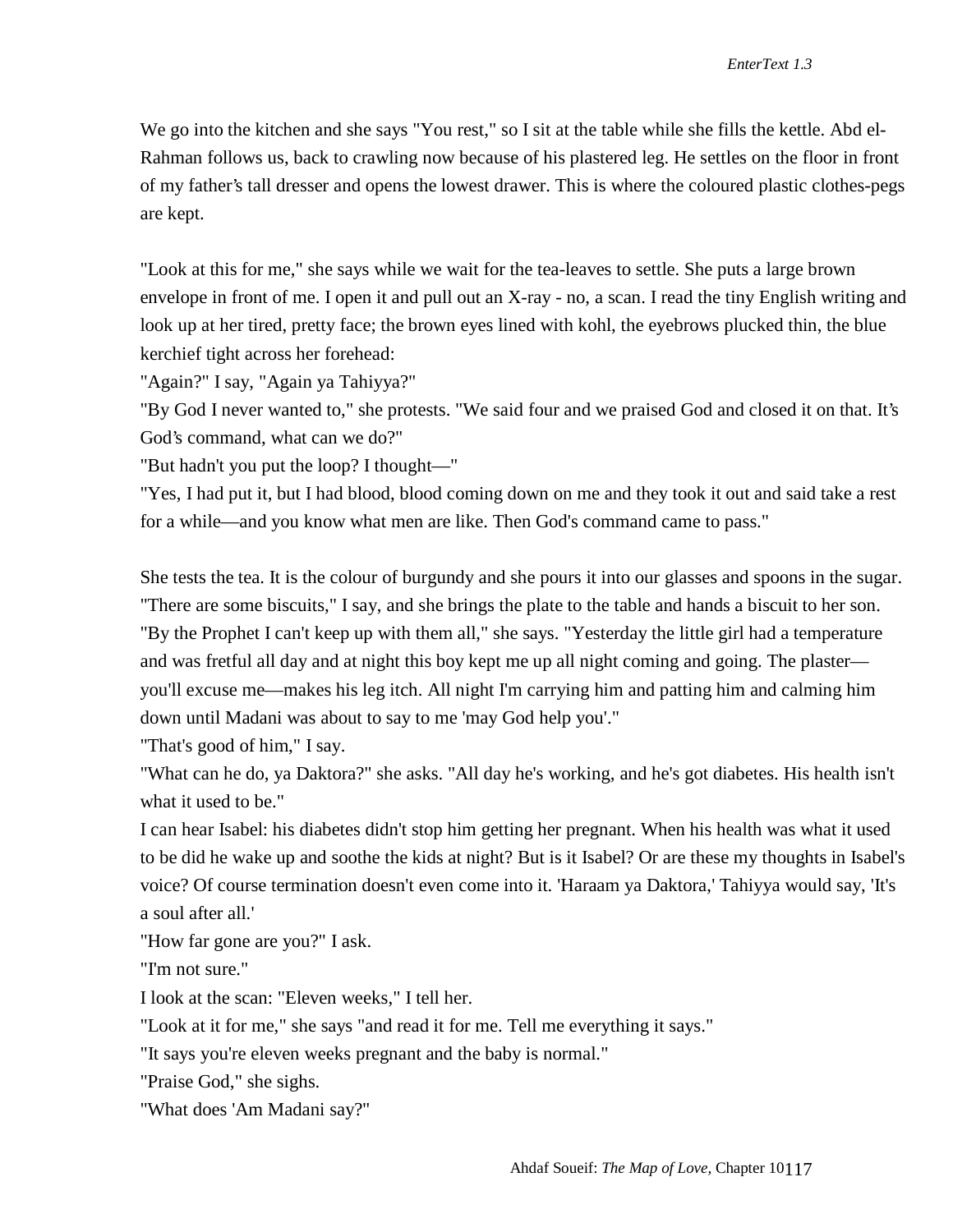We go into the kitchen and she says "You rest," so I sit at the table while she fills the kettle. Abd el-Rahman follows us, back to crawling now because of his plastered leg. He settles on the floor in front of my father's tall dresser and opens the lowest drawer. This is where the coloured plastic clothes-pegs are kept.

"Look at this for me," she says while we wait for the tea-leaves to settle. She puts a large brown envelope in front of me. I open it and pull out an X-ray - no, a scan. I read the tiny English writing and look up at her tired, pretty face; the brown eyes lined with kohl, the eyebrows plucked thin, the blue kerchief tight across her forehead:
"Again?" I say, "Again ya Tahiyya?"
"By God I never wanted to," she protests. "We said four and we praised God and closed it on that. It's God's command, what can we do?"
"But hadn't you put the loop? I thought—"
"Yes, I had put it, but I had blood, blood coming down on me and they took it out and said take a rest for a while—and you know what men are like. Then God's command came to pass."

She tests the tea. It is the colour of burgundy and she pours it into our glasses and spoons in the sugar.
"There are some biscuits," I say, and she brings the plate to the table and hands a biscuit to her son.
"By the Prophet I can't keep up with them all," she says. "Yesterday the little girl had a temperature and was fretful all day and at night this boy kept me up all night coming and going. The plaster—you'll excuse me—makes his leg itch. All night I'm carrying him and patting him and calming him down until Madani was about to say to me 'may God help you'."
"That's good of him," I say.
"What can he do, ya Daktora?" she asks. "All day he's working, and he's got diabetes. His health isn't what it used to be."
I can hear Isabel: his diabetes didn't stop him getting her pregnant. When his health was what it used to be did he wake up and soothe the kids at night? But is it Isabel? Or are these my thoughts in Isabel's voice? Of course termination doesn't even come into it. 'Haraam ya Daktora,' Tahiyya would say, 'It's a soul after all.'
"How far gone are you?" I ask.
"I'm not sure."
I look at the scan: "Eleven weeks," I tell her.
"Look at it for me," she says "and read it for me. Tell me everything it says."
"It says you're eleven weeks pregnant and the baby is normal."
"Praise God," she sighs.
"What does 'Am Madani say?"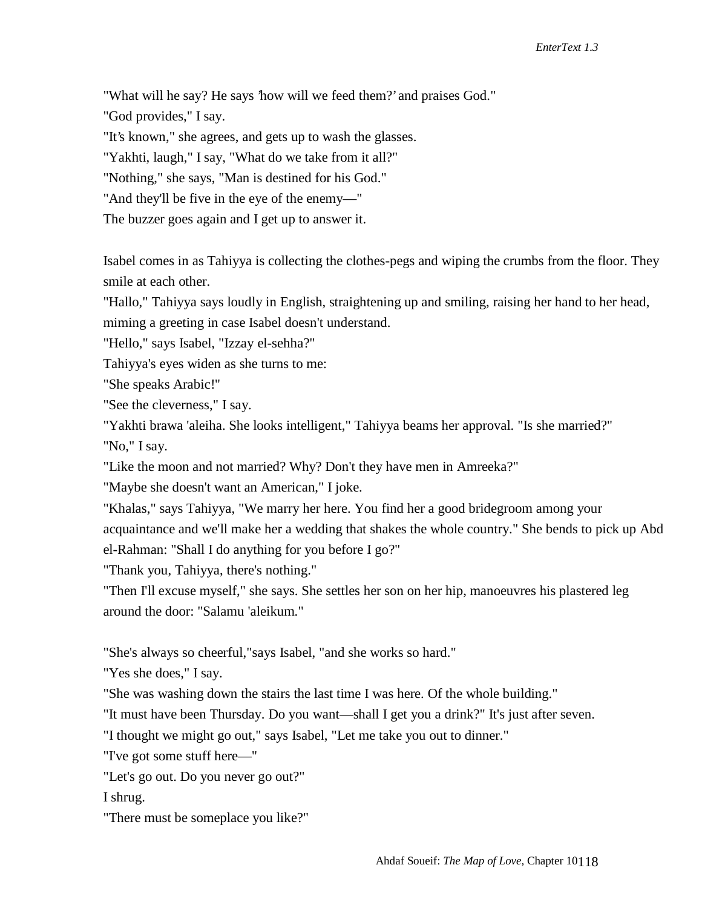"What will he say? He says 'how will we feed them?' and praises God."

"God provides," I say.

"It's known," she agrees, and gets up to wash the glasses.

"Yakhti, laugh," I say, "What do we take from it all?"

"Nothing," she says, "Man is destined for his God."

"And they'll be five in the eye of the enemy—"

The buzzer goes again and I get up to answer it.

Isabel comes in as Tahiyya is collecting the clothes-pegs and wiping the crumbs from the floor. They smile at each other.

"Hallo," Tahiyya says loudly in English, straightening up and smiling, raising her hand to her head, miming a greeting in case Isabel doesn't understand.

"Hello," says Isabel, "Izzay el-sehha?"

Tahiyya's eyes widen as she turns to me:

"She speaks Arabic!"

"See the cleverness," I say.

"Yakhti brawa 'aleiha. She looks intelligent," Tahiyya beams her approval. "Is she married?"

"No," I say.

"Like the moon and not married? Why? Don't they have men in Amreeka?"

"Maybe she doesn't want an American," I joke.

"Khalas," says Tahiyya, "We marry her here. You find her a good bridegroom among your acquaintance and we'll make her a wedding that shakes the whole country." She bends to pick up Abd el-Rahman: "Shall I do anything for you before I go?"

"Thank you, Tahiyya, there's nothing."

"Then I'll excuse myself," she says. She settles her son on her hip, manoeuvres his plastered leg around the door: "Salamu 'aleikum."

"She's always so cheerful," says Isabel, "and she works so hard."

"Yes she does," I say.

"She was washing down the stairs the last time I was here. Of the whole building."

"It must have been Thursday. Do you want—shall I get you a drink?" It's just after seven.

"I thought we might go out," says Isabel, "Let me take you out to dinner."

"I've got some stuff here—"

"Let's go out. Do you never go out?"

I shrug.

"There must be someplace you like?"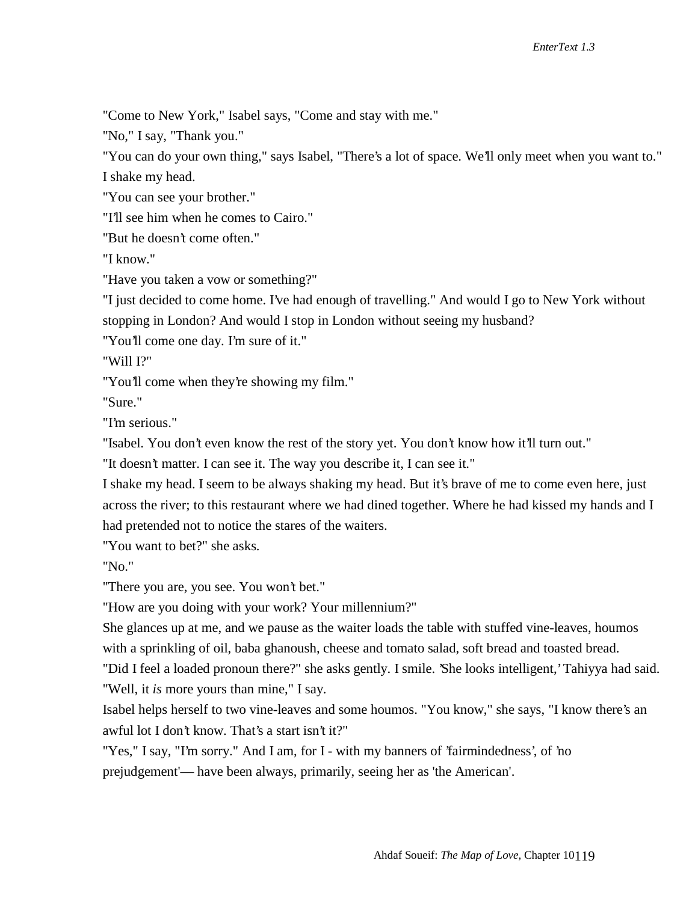"Come to New York," Isabel says, "Come and stay with me."

"No," I say, "Thank you."

"You can do your own thing," says Isabel, "There's a lot of space. We'll only meet when you want to."

I shake my head.

"You can see your brother."

"I'll see him when he comes to Cairo."

"But he doesn't come often."

"I know."

"Have you taken a vow or something?"

"I just decided to come home. I've had enough of travelling." And would I go to New York without stopping in London? And would I stop in London without seeing my husband?

"You'll come one day. I'm sure of it."

"Will I?"

"You'll come when they're showing my film."

"Sure."

"I'm serious."

"Isabel. You don't even know the rest of the story yet. You don't know how it'll turn out."

"It doesn't matter. I can see it. The way you describe it, I can see it."

I shake my head. I seem to be always shaking my head. But it's brave of me to come even here, just across the river; to this restaurant where we had dined together. Where he had kissed my hands and I had pretended not to notice the stares of the waiters.

"You want to bet?" she asks.

"No."

"There you are, you see. You won't bet."

"How are you doing with your work? Your millennium?"

She glances up at me, and we pause as the waiter loads the table with stuffed vine-leaves, houmos with a sprinkling of oil, baba ghanoush, cheese and tomato salad, soft bread and toasted bread.

"Did I feel a loaded pronoun there?" she asks gently. I smile. 'She looks intelligent,' Tahiyya had said.

"Well, it *is* more yours than mine," I say.

Isabel helps herself to two vine-leaves and some houmos. "You know," she says, "I know there's an awful lot I don't know. That's a start isn't it?"

"Yes," I say, "I'm sorry." And I am, for I - with my banners of 'fairmindedness', of 'no prejudgement'— have been always, primarily, seeing her as 'the American'.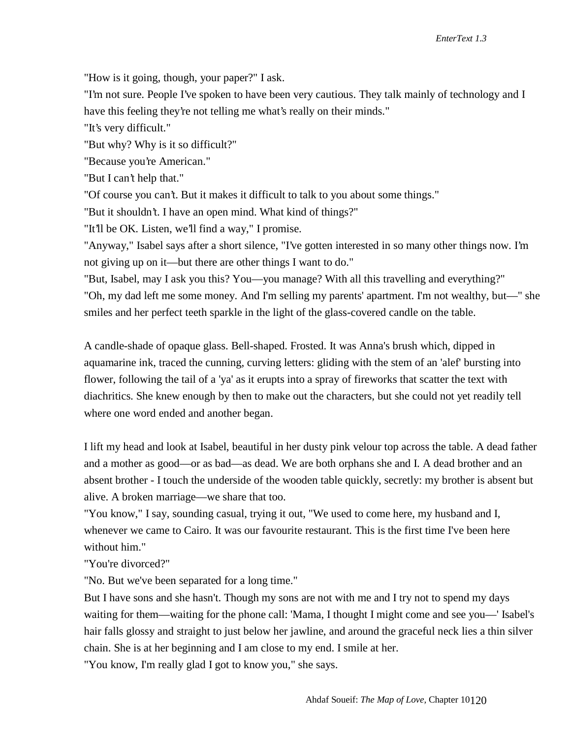"How is it going, though, your paper?" I ask.

"I'm not sure. People I've spoken to have been very cautious. They talk mainly of technology and I have this feeling they're not telling me what's really on their minds."

"It's very difficult."

"But why? Why is it so difficult?"

"Because you're American."

"But I can't help that."

"Of course you can't. But it makes it difficult to talk to you about some things."

"But it shouldn't. I have an open mind. What kind of things?"

"It'll be OK. Listen, we'll find a way," I promise.

"Anyway," Isabel says after a short silence, "I've gotten interested in so many other things now. I'm not giving up on it—but there are other things I want to do."

"But, Isabel, may I ask you this? You—you manage? With all this travelling and everything?"

"Oh, my dad left me some money. And I'm selling my parents' apartment. I'm not wealthy, but—" she smiles and her perfect teeth sparkle in the light of the glass-covered candle on the table.

A candle-shade of opaque glass. Bell-shaped. Frosted. It was Anna's brush which, dipped in aquamarine ink, traced the cunning, curving letters: gliding with the stem of an 'alef' bursting into flower, following the tail of a 'ya' as it erupts into a spray of fireworks that scatter the text with diachritics. She knew enough by then to make out the characters, but she could not yet readily tell where one word ended and another began.

I lift my head and look at Isabel, beautiful in her dusty pink velour top across the table. A dead father and a mother as good—or as bad—as dead. We are both orphans she and I. A dead brother and an absent brother - I touch the underside of the wooden table quickly, secretly: my brother is absent but alive. A broken marriage—we share that too.

"You know," I say, sounding casual, trying it out, "We used to come here, my husband and I, whenever we came to Cairo. It was our favourite restaurant. This is the first time I've been here without him."

"You're divorced?"

"No. But we've been separated for a long time."

But I have sons and she hasn't. Though my sons are not with me and I try not to spend my days waiting for them—waiting for the phone call: 'Mama, I thought I might come and see you—' Isabel's hair falls glossy and straight to just below her jawline, and around the graceful neck lies a thin silver chain. She is at her beginning and I am close to my end. I smile at her.

"You know, I'm really glad I got to know you," she says.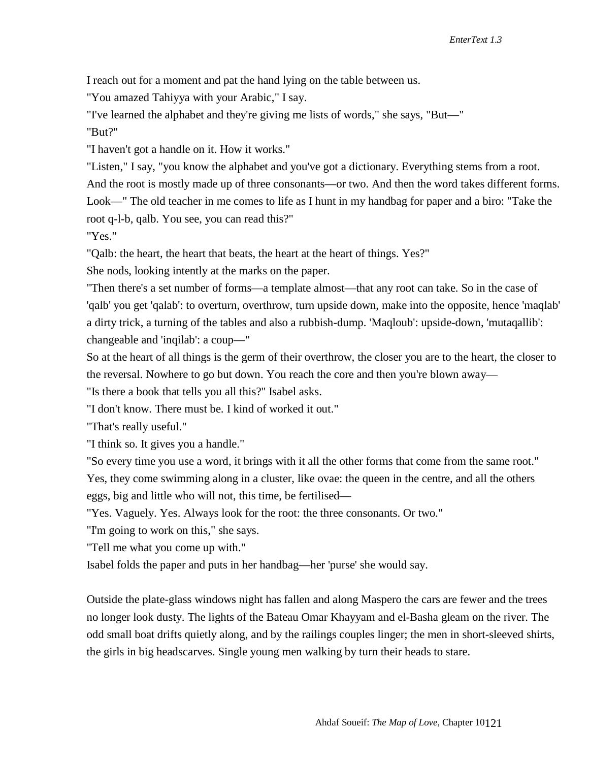I reach out for a moment and pat the hand lying on the table between us.

"You amazed Tahiyya with your Arabic," I say.

"I've learned the alphabet and they're giving me lists of words," she says, "But—"

"But?"

"I haven't got a handle on it. How it works."

"Listen," I say, "you know the alphabet and you've got a dictionary. Everything stems from a root. And the root is mostly made up of three consonants—or two. And then the word takes different forms. Look—" The old teacher in me comes to life as I hunt in my handbag for paper and a biro: "Take the root q-l-b, qalb. You see, you can read this?"

"Yes."

"Qalb: the heart, the heart that beats, the heart at the heart of things. Yes?"

She nods, looking intently at the marks on the paper.

"Then there's a set number of forms—a template almost—that any root can take. So in the case of 'qalb' you get 'qalab': to overturn, overthrow, turn upside down, make into the opposite, hence 'maqlab' a dirty trick, a turning of the tables and also a rubbish-dump. 'Maqloub': upside-down, 'mutaqallib': changeable and 'inqilab': a coup—"

So at the heart of all things is the germ of their overthrow, the closer you are to the heart, the closer to the reversal. Nowhere to go but down. You reach the core and then you're blown away—

"Is there a book that tells you all this?" Isabel asks.

"I don't know. There must be. I kind of worked it out."

"That's really useful."

"I think so. It gives you a handle."

"So every time you use a word, it brings with it all the other forms that come from the same root."

Yes, they come swimming along in a cluster, like ovae: the queen in the centre, and all the others eggs, big and little who will not, this time, be fertilised—

"Yes. Vaguely. Yes. Always look for the root: the three consonants. Or two."

"I'm going to work on this," she says.

"Tell me what you come up with."

Isabel folds the paper and puts in her handbag—her 'purse' she would say.

Outside the plate-glass windows night has fallen and along Maspero the cars are fewer and the trees no longer look dusty. The lights of the Bateau Omar Khayyam and el-Basha gleam on the river. The odd small boat drifts quietly along, and by the railings couples linger; the men in short-sleeved shirts, the girls in big headscarves. Single young men walking by turn their heads to stare.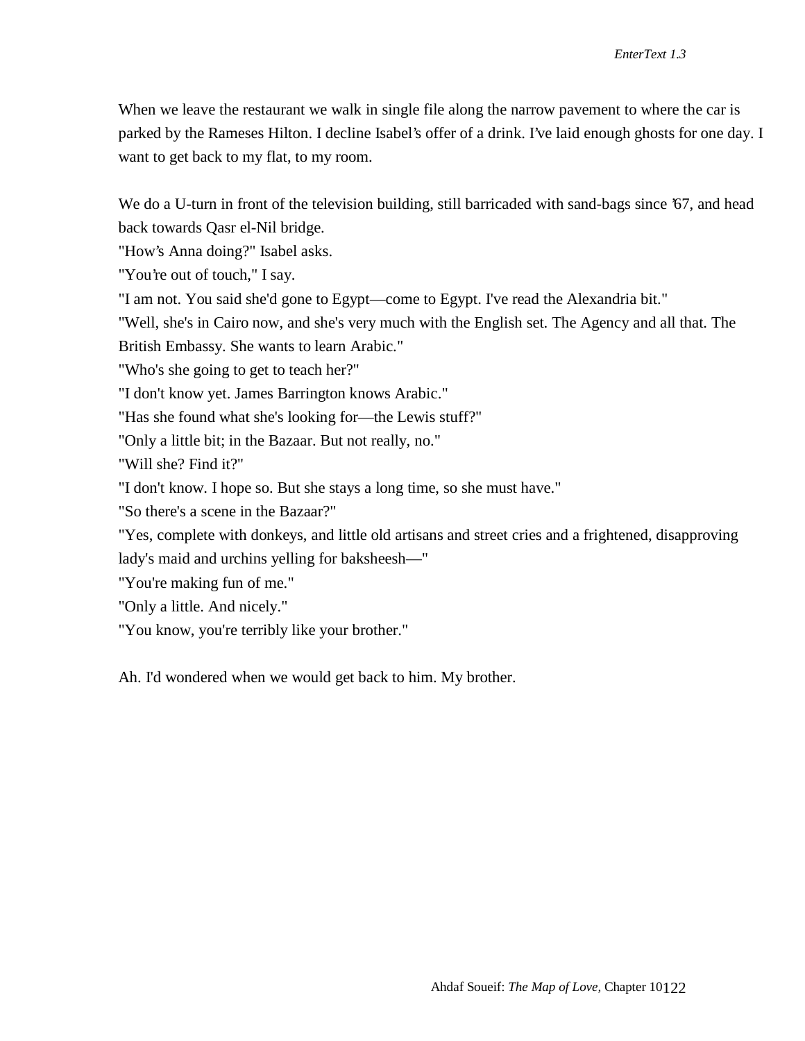When we leave the restaurant we walk in single file along the narrow pavement to where the car is parked by the Rameses Hilton. I decline Isabel's offer of a drink. I've laid enough ghosts for one day. I want to get back to my flat, to my room.

We do a U-turn in front of the television building, still barricaded with sand-bags since '67, and head back towards Qasr el-Nil bridge.
"How's Anna doing?" Isabel asks.
"You're out of touch," I say.
"I am not. You said she'd gone to Egypt—come to Egypt. I've read the Alexandria bit."
"Well, she's in Cairo now, and she's very much with the English set. The Agency and all that. The British Embassy. She wants to learn Arabic."
"Who's she going to get to teach her?"
"I don't know yet. James Barrington knows Arabic."
"Has she found what she's looking for—the Lewis stuff?"
"Only a little bit; in the Bazaar. But not really, no."
"Will she? Find it?"
"I don't know. I hope so. But she stays a long time, so she must have."
"So there's a scene in the Bazaar?"
"Yes, complete with donkeys, and little old artisans and street cries and a frightened, disapproving lady's maid and urchins yelling for baksheesh—"
"You're making fun of me."
"Only a little. And nicely."
"You know, you're terribly like your brother."

Ah. I'd wondered when we would get back to him. My brother.